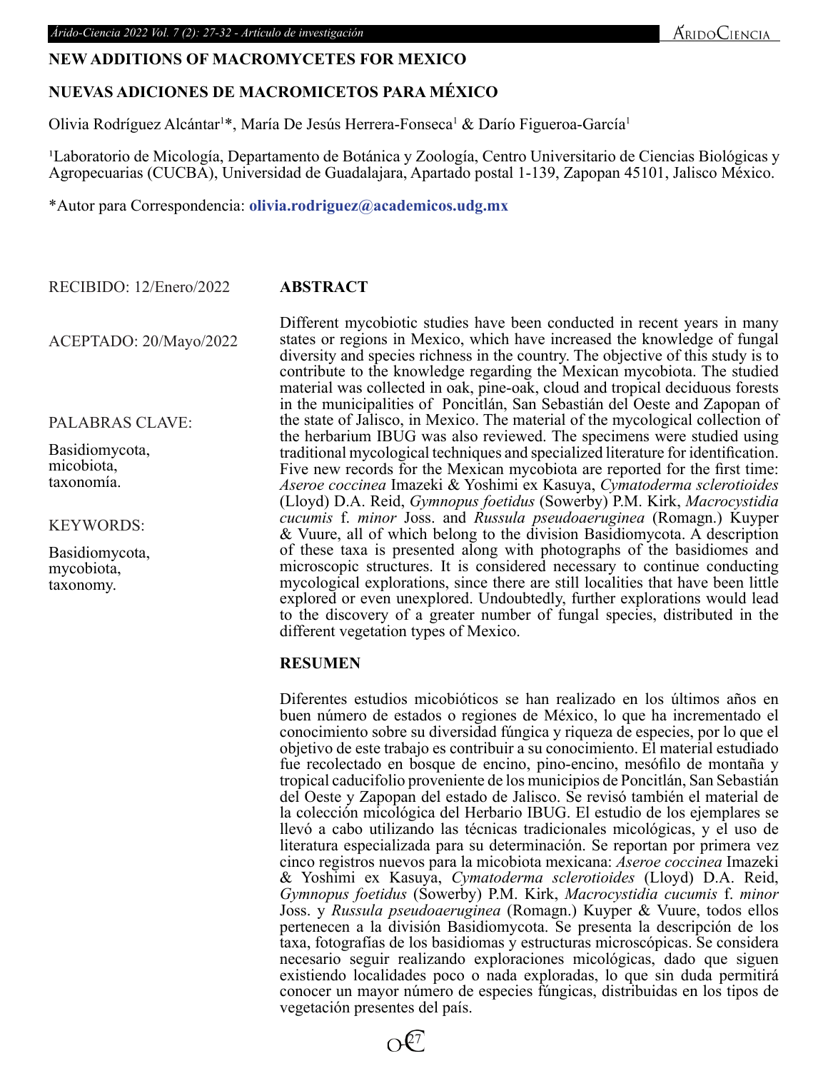# NEW ADDITIONS OF MACROMYCETES FOR MEXICO

# NUEVAS ADICIONES DE MACROMICETOS PARA MÉXICO

Olivia Rodríguez Alcántar[1]*, María De Jesús Herrera-Fonseca[1] & Darío Figueroa-García[1]

[1]Laboratorio de Micología, Departamento de Botánica y Zoología, Centro Universitario de Ciencias Biológicas y Agropecuarias (CUCBA), Universidad de Guadalajara, Apartado postal 1-139, Zapopan 45101, Jalisco México.

*Autor para Correspondencia: **olivia.rodriguez@academicos.udg.mx**

RECIBIDO: 12/Enero/2022

ACEPTADO: 20/Mayo/2022

PALABRAS CLAVE:

Basidiomycota, micobiota, taxonomía.

KEYWORDS:

Basidiomycota, mycobiota, taxonomy.

## ABSTRACT

Different mycobiotic studies have been conducted in recent years in many states or regions in Mexico, which have increased the knowledge of fungal diversity and species richness in the country. The objective of this study is to contribute to the knowledge regarding the Mexican mycobiota. The studied material was collected in oak, pine-oak, cloud and tropical deciduous forests in the municipalities of Poncitlán, San Sebastián del Oeste and Zapopan of the state of Jalisco, in Mexico. The material of the mycological collection of the herbarium IBUG was also reviewed. The specimens were studied using traditional mycological techniques and specialized literature for identification. Five new records for the Mexican mycobiota are reported for the first time: *Aseroe coccinea* Imazeki & Yoshimi ex Kasuya, *Cymatoderma sclerotioides* (Lloyd) D.A. Reid, *Gymnopus foetidus* (Sowerby) P.M. Kirk, *Macrocystidia cucumis* f. *minor* Joss. and *Russula pseudoaeruginea* (Romagn.) Kuyper & Vuure, all of which belong to the division Basidiomycota. A description of these taxa is presented along with photographs of the basidiomes and microscopic structures. It is considered necessary to continue conducting mycological explorations, since there are still localities that have been little explored or even unexplored. Undoubtedly, further explorations would lead to the discovery of a greater number of fungal species, distributed in the different vegetation types of Mexico.

## RESUMEN

Diferentes estudios micobióticos se han realizado en los últimos años en buen número de estados o regiones de México, lo que ha incrementado el conocimiento sobre su diversidad fúngica y riqueza de especies, por lo que el objetivo de este trabajo es contribuir a su conocimiento. El material estudiado fue recolectado en bosque de encino, pino-encino, mesófilo de montaña y tropical caducifolio proveniente de los municipios de Poncitlán, San Sebastián del Oeste y Zapopan del estado de Jalisco. Se revisó también el material de la colección micológica del Herbario IBUG. El estudio de los ejemplares se llevó a cabo utilizando las técnicas tradicionales micológicas, y el uso de literatura especializada para su determinación. Se reportan por primera vez cinco registros nuevos para la micobiota mexicana: *Aseroe coccinea* Imazeki & Yoshimi ex Kasuya, *Cymatoderma sclerotioides* (Lloyd) D.A. Reid, *Gymnopus foetidus* (Sowerby) P.M. Kirk, *Macrocystidia cucumis* f. *minor* Joss. y *Russula pseudoaeruginea* (Romagn.) Kuyper & Vuure, todos ellos pertenecen a la división Basidiomycota. Se presenta la descripción de los taxa, fotografías de los basidiomas y estructuras microscópicas. Se considera necesario seguir realizando exploraciones micológicas, dado que siguen existiendo localidades poco o nada exploradas, lo que sin duda permitirá conocer un mayor número de especies fúngicas, distribuidas en los tipos de vegetación presentes del país.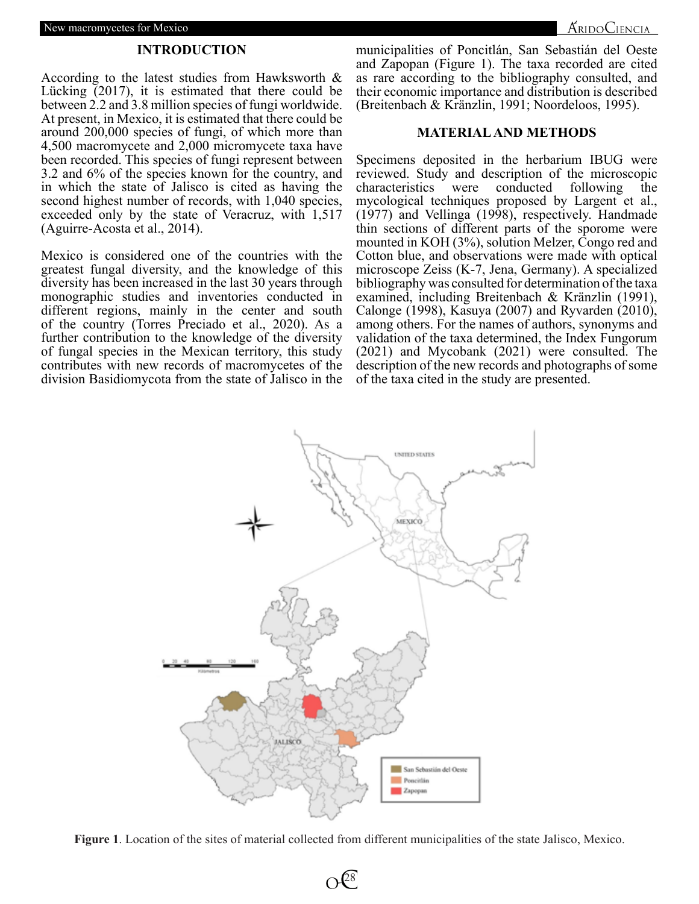## INTRODUCTION

According to the latest studies from Hawksworth & Lücking (2017), it is estimated that there could be between 2.2 and 3.8 million species of fungi worldwide. At present, in Mexico, it is estimated that there could be around 200,000 species of fungi, of which more than 4,500 macromycete and 2,000 micromycete taxa have been recorded. This species of fungi represent between 3.2 and 6% of the species known for the country, and in which the state of Jalisco is cited as having the second highest number of records, with 1,040 species, exceeded only by the state of Veracruz, with 1,517 (Aguirre-Acosta et al., 2014).

Mexico is considered one of the countries with the greatest fungal diversity, and the knowledge of this diversity has been increased in the last 30 years through monographic studies and inventories conducted in different regions, mainly in the center and south of the country (Torres Preciado et al., 2020). As a further contribution to the knowledge of the diversity of fungal species in the Mexican territory, this study contributes with new records of macromycetes of the division Basidiomycota from the state of Jalisco in the municipalities of Poncitlán, San Sebastián del Oeste and Zapopan (Figure 1). The taxa recorded are cited as rare according to the bibliography consulted, and their economic importance and distribution is described (Breitenbach & Kränzlin, 1991; Noordeloos, 1995).

## MATERIAL AND METHODS

Specimens deposited in the herbarium IBUG were reviewed. Study and description of the microscopic characteristics were conducted following the mycological techniques proposed by Largent et al., (1977) and Vellinga (1998), respectively. Handmade thin sections of different parts of the sporome were mounted in KOH (3%), solution Melzer, Congo red and Cotton blue, and observations were made with optical microscope Zeiss (K-7, Jena, Germany). A specialized bibliography was consulted for determination of the taxa examined, including Breitenbach & Kränzlin (1991), Calonge (1998), Kasuya (2007) and Ryvarden (2010), among others. For the names of authors, synonyms and validation of the taxa determined, the Index Fungorum (2021) and Mycobank (2021) were consulted. The description of the new records and photographs of some of the taxa cited in the study are presented.

**Figure 1**. Location of the sites of material collected from different municipalities of the state Jalisco, Mexico.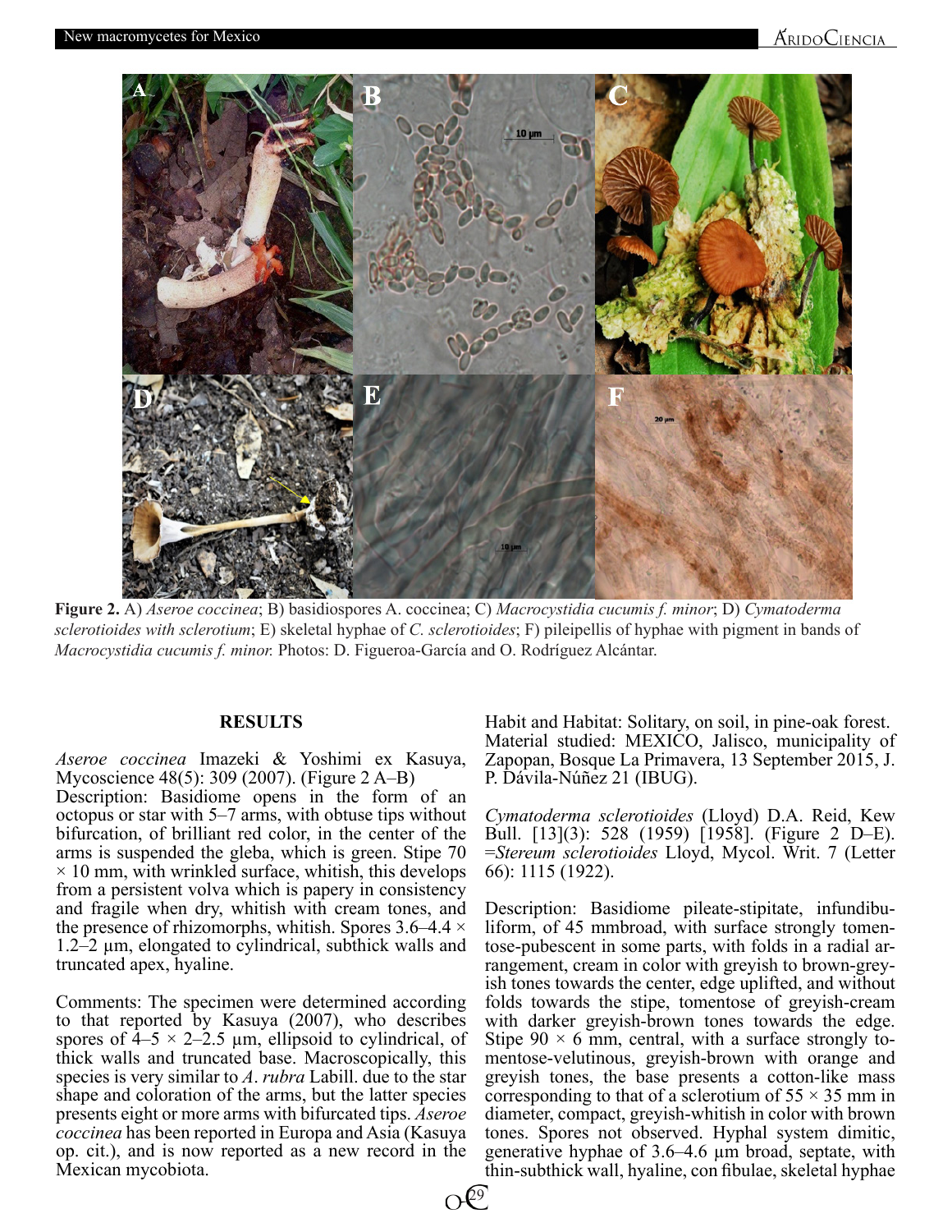**Figure 2.** A) *Aseroe coccinea*; B) basidiospores A. coccinea; C) *Macrocystidia cucumis f. minor*; D) *Cymatoderma sclerotioides with sclerotium*; E) skeletal hyphae of *C. sclerotioides*; F) pileipellis of hyphae with pigment in bands of *Macrocystidia cucumis f. minor.* Photos: D. Figueroa-García and O. Rodríguez Alcántar.

## RESULTS

*Aseroe coccinea* Imazeki & Yoshimi ex Kasuya, Mycoscience 48(5): 309 (2007). (Figure 2 A–B)
Description: Basidiome opens in the form of an octopus or star with 5–7 arms, with obtuse tips without bifurcation, of brilliant red color, in the center of the arms is suspended the gleba, which is green. Stipe 70 × 10 mm, with wrinkled surface, whitish, this develops from a persistent volva which is papery in consistency and fragile when dry, whitish with cream tones, and the presence of rhizomorphs, whitish. Spores 3.6–4.4 × 1.2–2 µm, elongated to cylindrical, subthick walls and truncated apex, hyaline.

Comments: The specimen were determined according to that reported by Kasuya (2007), who describes spores of 4–5 × 2–2.5 µm, ellipsoid to cylindrical, of thick walls and truncated base. Macroscopically, this species is very similar to *A. rubra* Labill. due to the star shape and coloration of the arms, but the latter species presents eight or more arms with bifurcated tips. *Aseroe coccinea* has been reported in Europa and Asia (Kasuya op. cit.), and is now reported as a new record in the Mexican mycobiota.

Habit and Habitat: Solitary, on soil, in pine-oak forest.
Material studied: MEXICO, Jalisco, municipality of Zapopan, Bosque La Primavera, 13 September 2015, J. P. Dávila-Núñez 21 (IBUG).

*Cymatoderma sclerotioides* (Lloyd) D.A. Reid, Kew Bull. [13](3): 528 (1959) [1958]. (Figure 2 D–E). =*Stereum sclerotioides* Lloyd, Mycol. Writ. 7 (Letter 66): 1115 (1922).

Description: Basidiome pileate-stipitate, infundibuliform, of 45 mmbroad, with surface strongly tomentose-pubescent in some parts, with folds in a radial arrangement, cream in color with greyish to brown-greyish tones towards the center, edge uplifted, and without folds towards the stipe, tomentose of greyish-cream with darker greyish-brown tones towards the edge. Stipe 90 × 6 mm, central, with a surface strongly tomentose-velutinous, greyish-brown with orange and greyish tones, the base presents a cotton-like mass corresponding to that of a sclerotium of 55 × 35 mm in diameter, compact, greyish-whitish in color with brown tones. Spores not observed. Hyphal system dimitic, generative hyphae of 3.6–4.6 µm broad, septate, with thin-subthick wall, hyaline, con fibulae, skeletal hyphae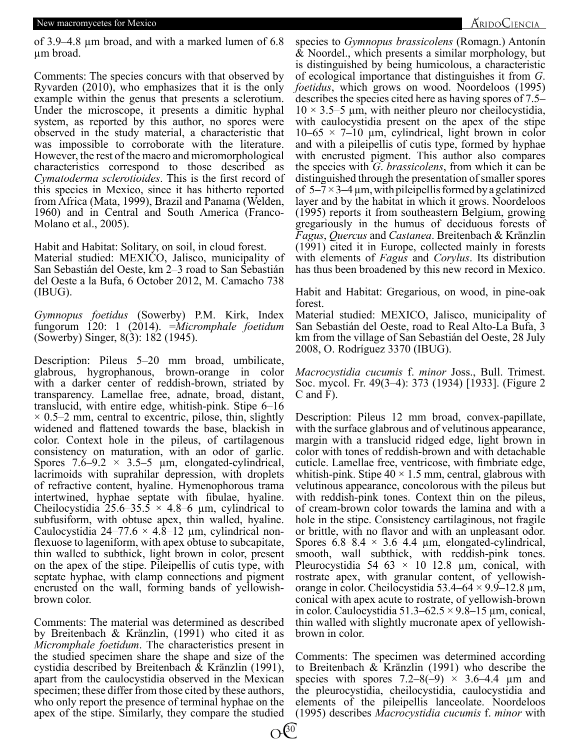of 3.9–4.8 µm broad, and with a marked lumen of 6.8 µm broad.

Comments: The species concurs with that observed by Ryvarden (2010), who emphasizes that it is the only example within the genus that presents a sclerotium. Under the microscope, it presents a dimitic hyphal system, as reported by this author, no spores were observed in the study material, a characteristic that was impossible to corroborate with the literature. However, the rest of the macro and micromorphological characteristics correspond to those described as *Cymatoderma sclerotioides*. This is the first record of this species in Mexico, since it has hitherto reported from Africa (Mata, 1999), Brazil and Panama (Welden, 1960) and in Central and South America (Franco-Molano et al., 2005).

Habit and Habitat: Solitary, on soil, in cloud forest.
Material studied: MEXICO, Jalisco, municipality of San Sebastián del Oeste, km 2–3 road to San Sebastián del Oeste a la Bufa, 6 October 2012, M. Camacho 738 (IBUG).

*Gymnopus foetidus* (Sowerby) P.M. Kirk, Index fungorum 120: 1 (2014). =*Micromphale foetidum* (Sowerby) Singer, 8(3): 182 (1945).

Description: Pileus 5–20 mm broad, umbilicate, glabrous, hygrophanous, brown-orange in color with a darker center of reddish-brown, striated by transparency. Lamellae free, adnate, broad, distant, translucid, with entire edge, whitish-pink. Stipe 6–16 × 0.5–2 mm, central to excentric, pilose, thin, slightly widened and flattened towards the base, blackish in color. Context hole in the pileus, of cartilagenous consistency on maturation, with an odor of garlic. Spores 7.6–9.2 × 3.5–5 µm, elongated-cylindrical, lacrimoids with suprahilar depression, with droplets of refractive content, hyaline. Hymenophorous trama intertwined, hyphae septate with fibulae, hyaline. Cheilocystidia 25.6–35.5 × 4.8–6 µm, cylindrical to subfusiform, with obtuse apex, thin walled, hyaline. Caulocystidia 24–77.6 × 4.8–12 µm, cylindrical non-flexuose to lageniform, with apex obtuse to subcapitate, thin walled to subthick, light brown in color, present on the apex of the stipe. Pileipellis of cutis type, with septate hyphae, with clamp connections and pigment encrusted on the wall, forming bands of yellowish-brown color.

Comments: The material was determined as described by Breitenbach & Kränzlin, (1991) who cited it as *Micromphale foetidum*. The characteristics present in the studied specimen share the shape and size of the cystidia described by Breitenbach & Kränzlin (1991), apart from the caulocystidia observed in the Mexican specimen; these differ from those cited by these authors, who only report the presence of terminal hyphae on the apex of the stipe. Similarly, they compare the studied species to *Gymnopus brassicolens* (Romagn.) Antonín & Noordel., which presents a similar morphology, but is distinguished by being humicolous, a characteristic of ecological importance that distinguishes it from *G. foetidus*, which grows on wood. Noordeloos (1995) describes the species cited here as having spores of 7.5–10 × 3.5–5 µm, with neither pleuro nor cheilocystidia, with caulocystidia present on the apex of the stipe 10–65 × 7–10 µm, cylindrical, light brown in color and with a pileipellis of cutis type, formed by hyphae with encrusted pigment. This author also compares the species with *G. brassicolens*, from which it can be distinguished through the presentation of smaller spores of 5–7 × 3–4 µm, with pileipellis formed by a gelatinized layer and by the habitat in which it grows. Noordeloos (1995) reports it from southeastern Belgium, growing gregariously in the humus of deciduous forests of *Fagus*, *Quercus* and *Castanea*. Breitenbach & Kränzlin (1991) cited it in Europe, collected mainly in forests with elements of *Fagus* and *Corylus*. Its distribution has thus been broadened by this new record in Mexico.

Habit and Habitat: Gregarious, on wood, in pine-oak forest.
Material studied: MEXICO, Jalisco, municipality of San Sebastián del Oeste, road to Real Alto-La Bufa, 3 km from the village of San Sebastián del Oeste, 28 July 2008, O. Rodríguez 3370 (IBUG).

*Macrocystidia cucumis* f. *minor* Joss., Bull. Trimest. Soc. mycol. Fr. 49(3–4): 373 (1934) [1933]. (Figure 2 C and F).

Description: Pileus 12 mm broad, convex-papillate, with the surface glabrous and of velutinous appearance, margin with a translucid ridged edge, light brown in color with tones of reddish-brown and with detachable cuticle. Lamellae free, ventricose, with fimbriate edge, whitish-pink. Stipe 40 × 1.5 mm, central, glabrous with velutinous appearance, concolorous with the pileus but with reddish-pink tones. Context thin on the pileus, of cream-brown color towards the lamina and with a hole in the stipe. Consistency cartilaginous, not fragile or brittle, with no flavor and with an unpleasant odor. Spores 6.8–8.4 × 3.6–4.4 µm, elongated-cylindrical, smooth, wall subthick, with reddish-pink tones. Pleurocystidia 54–63 × 10–12.8 µm, conical, with rostrate apex, with granular content, of yellowish-orange in color. Cheilocystidia 53.4–64 × 9.9–12.8 µm, conical with apex acute to rostrate, of yellowish-brown in color. Caulocystidia 51.3–62.5 × 9.8–15 µm, conical, thin walled with slightly mucronate apex of yellowish-brown in color.

Comments: The specimen was determined according to Breitenbach & Kränzlin (1991) who describe the species with spores 7.2–8(–9) × 3.6–4.4 µm and the pleurocystidia, cheilocystidia, caulocystidia and elements of the pileipellis lanceolate. Noordeloos (1995) describes *Macrocystidia cucumis* f. *minor* with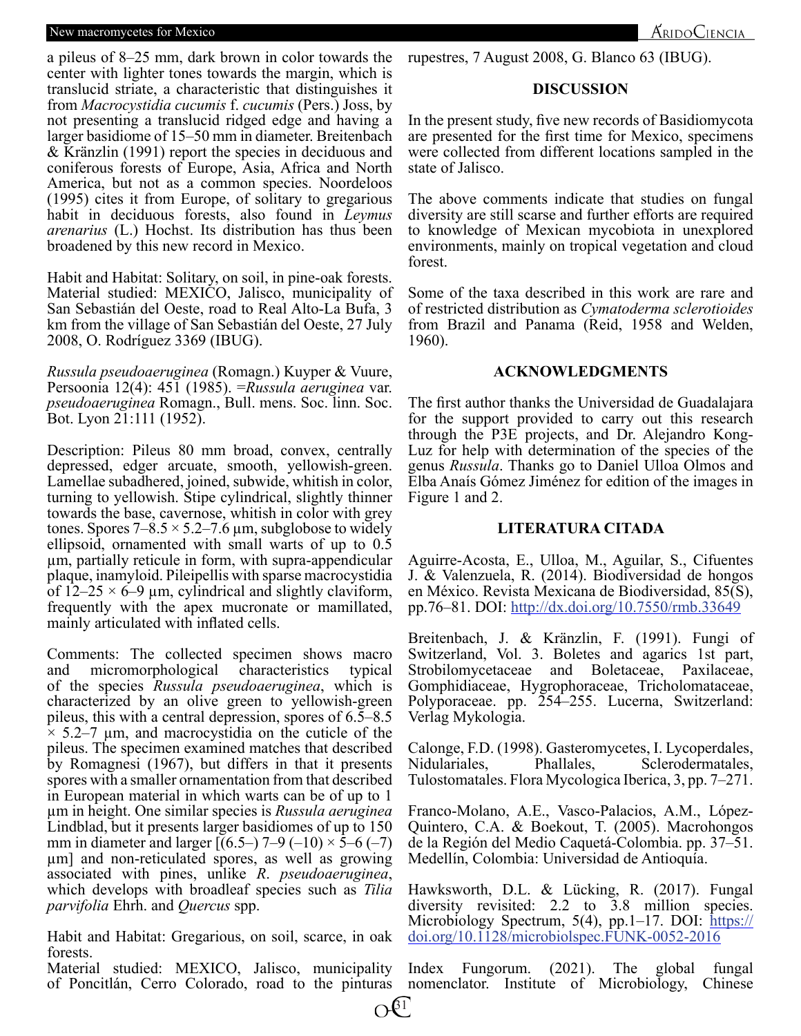a pileus of 8–25 mm, dark brown in color towards the center with lighter tones towards the margin, which is translucid striate, a characteristic that distinguishes it from *Macrocystidia cucumis* f. *cucumis* (Pers.) Joss, by not presenting a translucid ridged edge and having a larger basidiome of 15–50 mm in diameter. Breitenbach & Kränzlin (1991) report the species in deciduous and coniferous forests of Europe, Asia, Africa and North America, but not as a common species. Noordeloos (1995) cites it from Europe, of solitary to gregarious habit in deciduous forests, also found in *Leymus arenarius* (L.) Hochst. Its distribution has thus been broadened by this new record in Mexico.

Habit and Habitat: Solitary, on soil, in pine-oak forests. Material studied: MEXICO, Jalisco, municipality of San Sebastián del Oeste, road to Real Alto-La Bufa, 3 km from the village of San Sebastián del Oeste, 27 July 2008, O. Rodríguez 3369 (IBUG).

*Russula pseudoaeruginea* (Romagn.) Kuyper & Vuure, Persoonia 12(4): 451 (1985). =*Russula aeruginea* var. *pseudoaeruginea* Romagn., Bull. mens. Soc. linn. Soc. Bot. Lyon 21:111 (1952).

Description: Pileus 80 mm broad, convex, centrally depressed, edger arcuate, smooth, yellowish-green. Lamellae subadhered, joined, subwide, whitish in color, turning to yellowish. Stipe cylindrical, slightly thinner towards the base, cavernose, whitish in color with grey tones. Spores 7–8.5 × 5.2–7.6 µm, subglobose to widely ellipsoid, ornamented with small warts of up to 0.5 µm, partially reticule in form, with supra-appendicular plaque, inamyloid. Pileipellis with sparse macrocystidia of 12–25 × 6–9 µm, cylindrical and slightly claviform, frequently with the apex mucronate or mamillated, mainly articulated with inflated cells.

Comments: The collected specimen shows macro and micromorphological characteristics typical of the species *Russula pseudoaeruginea*, which is characterized by an olive green to yellowish-green pileus, this with a central depression, spores of 6.5–8.5 × 5.2–7 µm, and macrocystidia on the cuticle of the pileus. The specimen examined matches that described by Romagnesi (1967), but differs in that it presents spores with a smaller ornamentation from that described in European material in which warts can be of up to 1 µm in height. One similar species is *Russula aeruginea* Lindblad, but it presents larger basidiomes of up to 150 mm in diameter and larger [(6.5–) 7–9 (–10) × 5–6 (–7) µm] and non-reticulated spores, as well as growing associated with pines, unlike *R. pseudoaeruginea*, which develops with broadleaf species such as *Tilia parvifolia* Ehrh. and *Quercus* spp.

Habit and Habitat: Gregarious, on soil, scarce, in oak forests.
Material studied: MEXICO, Jalisco, municipality of Poncitlán, Cerro Colorado, road to the pinturas rupestres, 7 August 2008, G. Blanco 63 (IBUG).

## DISCUSSION

In the present study, five new records of Basidiomycota are presented for the first time for Mexico, specimens were collected from different locations sampled in the state of Jalisco.

The above comments indicate that studies on fungal diversity are still scarce and further efforts are required to knowledge of Mexican mycobiota in unexplored environments, mainly on tropical vegetation and cloud forest.

Some of the taxa described in this work are rare and of restricted distribution as *Cymatoderma sclerotioides* from Brazil and Panama (Reid, 1958 and Welden, 1960).

## ACKNOWLEDGMENTS

The first author thanks the Universidad de Guadalajara for the support provided to carry out this research through the P3E projects, and Dr. Alejandro Kong-Luz for help with determination of the species of the genus *Russula*. Thanks go to Daniel Ulloa Olmos and Elba Anaís Gómez Jiménez for edition of the images in Figure 1 and 2.

## LITERATURA CITADA

Aguirre-Acosta, E., Ulloa, M., Aguilar, S., Cifuentes J. & Valenzuela, R. (2014). Biodiversidad de hongos en México. Revista Mexicana de Biodiversidad, 85(S), pp.76–81. DOI: http://dx.doi.org/10.7550/rmb.33649

Breitenbach, J. & Kränzlin, F. (1991). Fungi of Switzerland, Vol. 3. Boletes and agarics 1st part, Strobilomycetaceae and Boletaceae, Paxilaceae, Gomphidiaceae, Hygrophoraceae, Tricholomataceae, Polyporaceae. pp. 254–255. Lucerna, Switzerland: Verlag Mykologia.

Calonge, F.D. (1998). Gasteromycetes, I. Lycoperdales, Nidulariales, Phallales, Sclerodermatales, Tulostomatales. Flora Mycologica Iberica, 3, pp. 7–271.

Franco-Molano, A.E., Vasco-Palacios, A.M., López-Quintero, C.A. & Boekout, T. (2005). Macrohongos de la Región del Medio Caquetá-Colombia. pp. 37–51. Medellín, Colombia: Universidad de Antioquía.

Hawksworth, D.L. & Lücking, R. (2017). Fungal diversity revisited: 2.2 to 3.8 million species. Microbiology Spectrum, 5(4), pp.1–17. DOI: https://doi.org/10.1128/microbiolspec.FUNK-0052-2016

Index Fungorum. (2021). The global fungal nomenclator. Institute of Microbiology, Chinese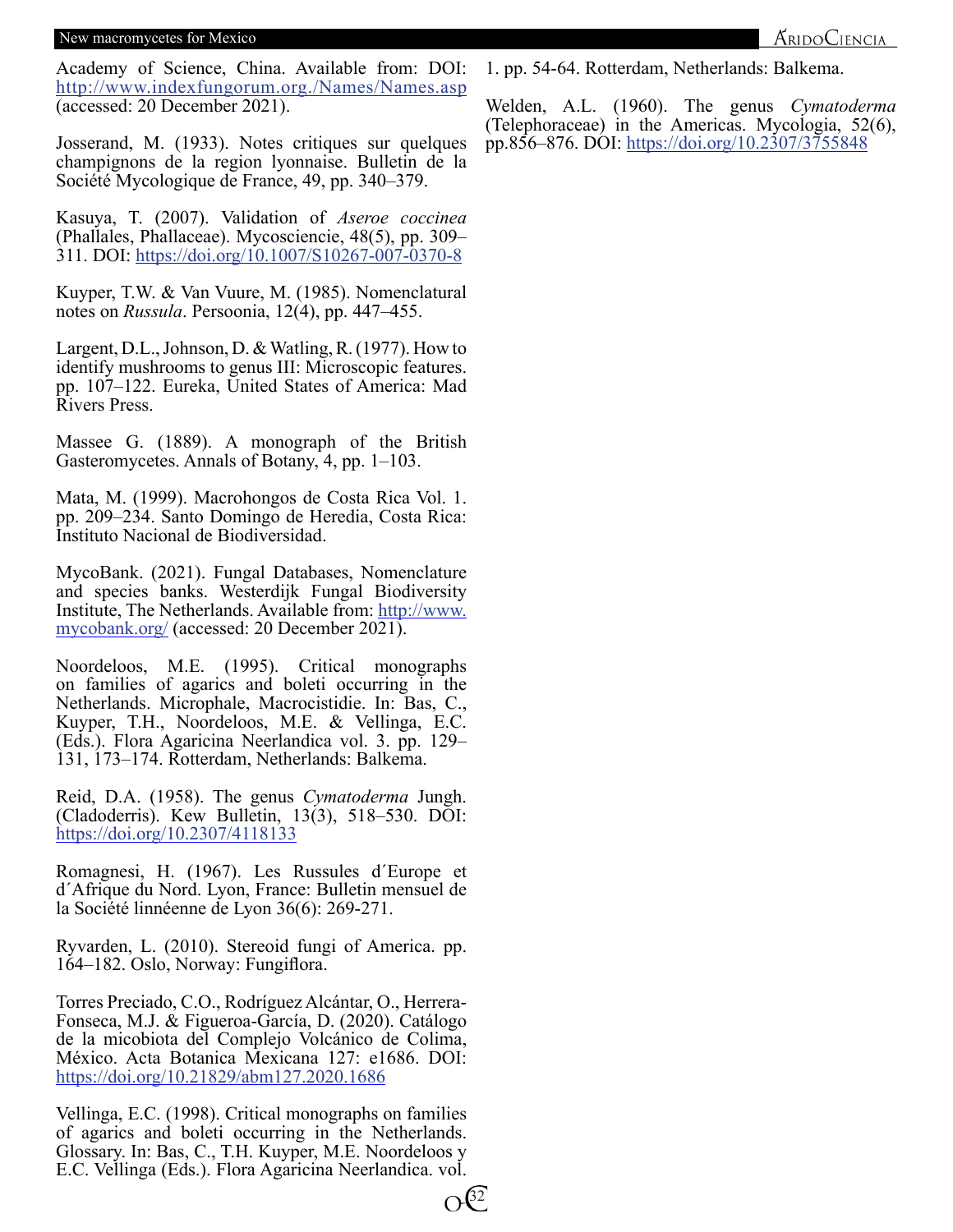Academy of Science, China. Available from: DOI: http://www.indexfungorum.org./Names/Names.asp (accessed: 20 December 2021).

Josserand, M. (1933). Notes critiques sur quelques champignons de la region lyonnaise. Bulletin de la Société Mycologique de France, 49, pp. 340–379.

Kasuya, T. (2007). Validation of *Aseroe coccinea* (Phallales, Phallaceae). Mycosciencie, 48(5), pp. 309–311. DOI: https://doi.org/10.1007/S10267-007-0370-8

Kuyper, T.W. & Van Vuure, M. (1985). Nomenclatural notes on *Russula*. Persoonia, 12(4), pp. 447–455.

Largent, D.L., Johnson, D. & Watling, R. (1977). How to identify mushrooms to genus III: Microscopic features. pp. 107–122. Eureka, United States of America: Mad Rivers Press.

Massee G. (1889). A monograph of the British Gasteromycetes. Annals of Botany, 4, pp. 1–103.

Mata, M. (1999). Macrohongos de Costa Rica Vol. 1. pp. 209–234. Santo Domingo de Heredia, Costa Rica: Instituto Nacional de Biodiversidad.

MycoBank. (2021). Fungal Databases, Nomenclature and species banks. Westerdijk Fungal Biodiversity Institute, The Netherlands. Available from: http://www.mycobank.org/ (accessed: 20 December 2021).

Noordeloos, M.E. (1995). Critical monographs on families of agarics and boleti occurring in the Netherlands. Microphale, Macrocistidie. In: Bas, C., Kuyper, T.H., Noordeloos, M.E. & Vellinga, E.C. (Eds.). Flora Agaricina Neerlandica vol. 3. pp. 129–131, 173–174. Rotterdam, Netherlands: Balkema.

Reid, D.A. (1958). The genus *Cymatoderma* Jungh. (Cladoderris). Kew Bulletin, 13(3), 518–530. DOI: https://doi.org/10.2307/4118133

Romagnesi, H. (1967). Les Russules d´Europe et d´Afrique du Nord. Lyon, France: Bulletin mensuel de la Société linnéenne de Lyon 36(6): 269-271.

Ryvarden, L. (2010). Stereoid fungi of America. pp. 164–182. Oslo, Norway: Fungiflora.

Torres Preciado, C.O., Rodríguez Alcántar, O., Herrera-Fonseca, M.J. & Figueroa-García, D. (2020). Catálogo de la micobiota del Complejo Volcánico de Colima, México. Acta Botanica Mexicana 127: e1686. DOI: https://doi.org/10.21829/abm127.2020.1686

Vellinga, E.C. (1998). Critical monographs on families of agarics and boleti occurring in the Netherlands. Glossary. In: Bas, C., T.H. Kuyper, M.E. Noordeloos y E.C. Vellinga (Eds.). Flora Agaricina Neerlandica. vol. 1. pp. 54-64. Rotterdam, Netherlands: Balkema.

Welden, A.L. (1960). The genus *Cymatoderma* (Telephoraceae) in the Americas. Mycologia, 52(6), pp.856–876. DOI: https://doi.org/10.2307/3755848